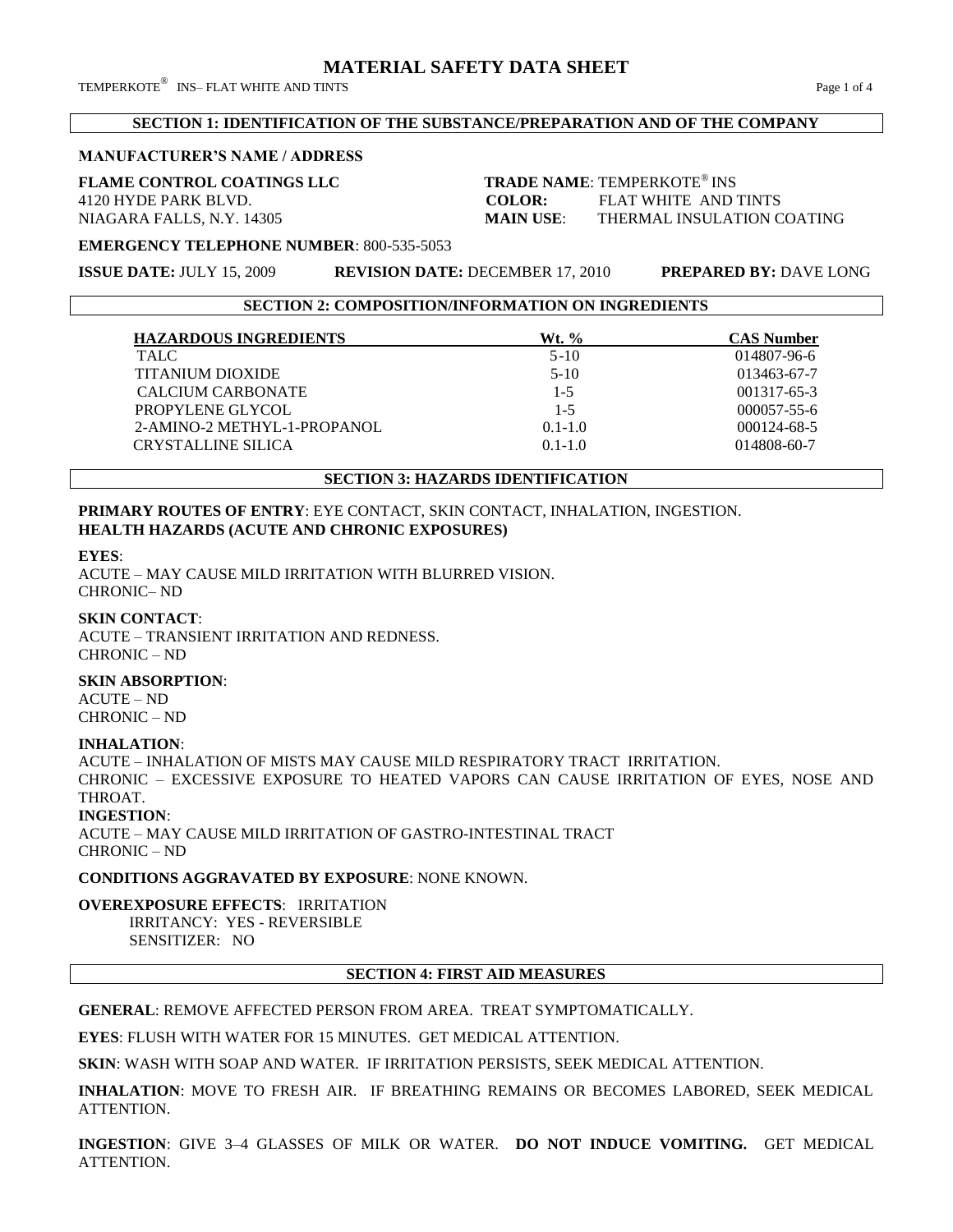# MATERIAL SAFETY DATA SHEET

TEMPERKOTE® INS– FLAT WHITE AND TINTS

## SECTION 1: IDENTIFICATION OF THE SUBSTANCE/PREPARATION AND OF THE COMPANY

**MANUFACTURER'S NAME / ADDRESS**

**FLAME CONTROL COATINGS LLC**
4120 HYDE PARK BLVD.
NIAGARA FALLS, N.Y. 14305

**TRADE NAME**: TEMPERKOTE® INS
**COLOR:** FLAT WHITE AND TINTS
**MAIN USE**: THERMAL INSULATION COATING

**EMERGENCY TELEPHONE NUMBER**: 800-535-5053

**ISSUE DATE:** JULY 15, 2009 **REVISION DATE:** DECEMBER 17, 2010 **PREPARED BY:** DAVE LONG

## SECTION 2: COMPOSITION/INFORMATION ON INGREDIENTS

| HAZARDOUS INGREDIENTS | Wt. % | CAS Number |
|---|---|---|
| TALC | 5-10 | 014807-96-6 |
| TITANIUM DIOXIDE | 5-10 | 013463-67-7 |
| CALCIUM CARBONATE | 1-5 | 001317-65-3 |
| PROPYLENE GLYCOL | 1-5 | 000057-55-6 |
| 2-AMINO-2 METHYL-1-PROPANOL | 0.1-1.0 | 000124-68-5 |
| CRYSTALLINE SILICA | 0.1-1.0 | 014808-60-7 |

## SECTION 3: HAZARDS IDENTIFICATION

**PRIMARY ROUTES OF ENTRY**: EYE CONTACT, SKIN CONTACT, INHALATION, INGESTION.
**HEALTH HAZARDS (ACUTE AND CHRONIC EXPOSURES)**

**EYES**:
ACUTE – MAY CAUSE MILD IRRITATION WITH BLURRED VISION.
CHRONIC– ND

**SKIN CONTACT**:
ACUTE – TRANSIENT IRRITATION AND REDNESS.
CHRONIC – ND

**SKIN ABSORPTION**:
ACUTE – ND
CHRONIC – ND

**INHALATION**:
ACUTE – INHALATION OF MISTS MAY CAUSE MILD RESPIRATORY TRACT IRRITATION.
CHRONIC – EXCESSIVE EXPOSURE TO HEATED VAPORS CAN CAUSE IRRITATION OF EYES, NOSE AND THROAT.

**INGESTION**:
ACUTE – MAY CAUSE MILD IRRITATION OF GASTRO-INTESTINAL TRACT
CHRONIC – ND

**CONDITIONS AGGRAVATED BY EXPOSURE**: NONE KNOWN.

**OVEREXPOSURE EFFECTS**: IRRITATION
IRRITANCY: YES - REVERSIBLE
SENSITIZER: NO

## SECTION 4: FIRST AID MEASURES

**GENERAL**: REMOVE AFFECTED PERSON FROM AREA. TREAT SYMPTOMATICALLY.

**EYES**: FLUSH WITH WATER FOR 15 MINUTES. GET MEDICAL ATTENTION.

**SKIN**: WASH WITH SOAP AND WATER. IF IRRITATION PERSISTS, SEEK MEDICAL ATTENTION.

**INHALATION**: MOVE TO FRESH AIR. IF BREATHING REMAINS OR BECOMES LABORED, SEEK MEDICAL ATTENTION.

**INGESTION**: GIVE 3–4 GLASSES OF MILK OR WATER. **DO NOT INDUCE VOMITING.** GET MEDICAL ATTENTION.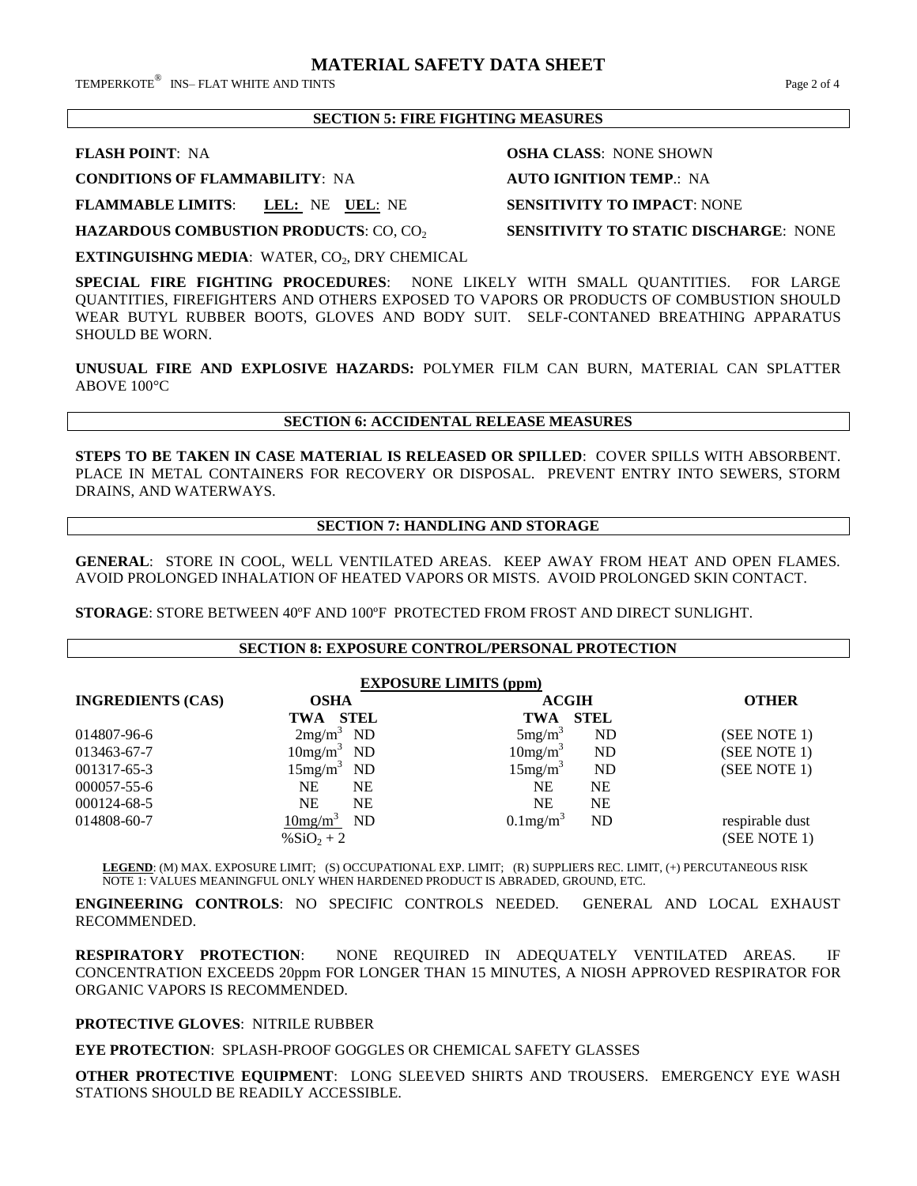# MATERIAL SAFETY DATA SHEET

TEMPERKOTE® INS– FLAT WHITE AND TINTS

## SECTION 5: FIRE FIGHTING MEASURES

**FLASH POINT**: NA

**OSHA CLASS**: NONE SHOWN

**CONDITIONS OF FLAMMABILITY**: NA

**AUTO IGNITION TEMP**.: NA

**FLAMMABLE LIMITS**: **LEL:** NE **UEL**: NE

**SENSITIVITY TO IMPACT**: NONE

**HAZARDOUS COMBUSTION PRODUCTS**: CO, $CO_2$

**SENSITIVITY TO STATIC DISCHARGE**: NONE

**EXTINGUISHNG MEDIA**: WATER, $CO_2$, DRY CHEMICAL

**SPECIAL FIRE FIGHTING PROCEDURES**: NONE LIKELY WITH SMALL QUANTITIES. FOR LARGE QUANTITIES, FIREFIGHTERS AND OTHERS EXPOSED TO VAPORS OR PRODUCTS OF COMBUSTION SHOULD WEAR BUTYL RUBBER BOOTS, GLOVES AND BODY SUIT. SELF-CONTANED BREATHING APPARATUS SHOULD BE WORN.

**UNUSUAL FIRE AND EXPLOSIVE HAZARDS:** POLYMER FILM CAN BURN, MATERIAL CAN SPLATTER ABOVE 100°C

## SECTION 6: ACCIDENTAL RELEASE MEASURES

**STEPS TO BE TAKEN IN CASE MATERIAL IS RELEASED OR SPILLED**: COVER SPILLS WITH ABSORBENT. PLACE IN METAL CONTAINERS FOR RECOVERY OR DISPOSAL. PREVENT ENTRY INTO SEWERS, STORM DRAINS, AND WATERWAYS.

## SECTION 7: HANDLING AND STORAGE

**GENERAL**: STORE IN COOL, WELL VENTILATED AREAS. KEEP AWAY FROM HEAT AND OPEN FLAMES. AVOID PROLONGED INHALATION OF HEATED VAPORS OR MISTS. AVOID PROLONGED SKIN CONTACT.

**STORAGE**: STORE BETWEEN 40ºF AND 100ºF PROTECTED FROM FROST AND DIRECT SUNLIGHT.

## SECTION 8: EXPOSURE CONTROL/PERSONAL PROTECTION

**EXPOSURE LIMITS (ppm)**

| INGREDIENTS (CAS) | OSHA | | ACGIH | | OTHER |
|---|---|---|---|---|---|
| | TWA | STEL | TWA | STEL | |
| 014807-96-6 | $2mg/m^3$ | ND | $5mg/m^3$ | ND | (SEE NOTE 1) |
| 013463-67-7 | $10mg/m^3$ | ND | $10mg/m^3$ | ND | (SEE NOTE 1) |
| 001317-65-3 | $15mg/m^3$ | ND | $15mg/m^3$ | ND | (SEE NOTE 1) |
| 000057-55-6 | NE | NE | NE | NE | |
| 000124-68-5 | NE | NE | NE | NE | |
| 014808-60-7 | $\frac{10mg/m^3}{\%SiO_2 + 2}$ | ND | $0.1mg/m^3$ | ND | respirable dust (SEE NOTE 1) |

**LEGEND**: (M) MAX. EXPOSURE LIMIT; (S) OCCUPATIONAL EXP. LIMIT; (R) SUPPLIERS REC. LIMIT, (+) PERCUTANEOUS RISK
NOTE 1: VALUES MEANINGFUL ONLY WHEN HARDENED PRODUCT IS ABRADED, GROUND, ETC.

**ENGINEERING CONTROLS**: NO SPECIFIC CONTROLS NEEDED. GENERAL AND LOCAL EXHAUST RECOMMENDED.

**RESPIRATORY PROTECTION**: NONE REQUIRED IN ADEQUATELY VENTILATED AREAS. IF CONCENTRATION EXCEEDS 20ppm FOR LONGER THAN 15 MINUTES, A NIOSH APPROVED RESPIRATOR FOR ORGANIC VAPORS IS RECOMMENDED.

**PROTECTIVE GLOVES**: NITRILE RUBBER

**EYE PROTECTION**: SPLASH-PROOF GOGGLES OR CHEMICAL SAFETY GLASSES

**OTHER PROTECTIVE EQUIPMENT**: LONG SLEEVED SHIRTS AND TROUSERS. EMERGENCY EYE WASH STATIONS SHOULD BE READILY ACCESSIBLE.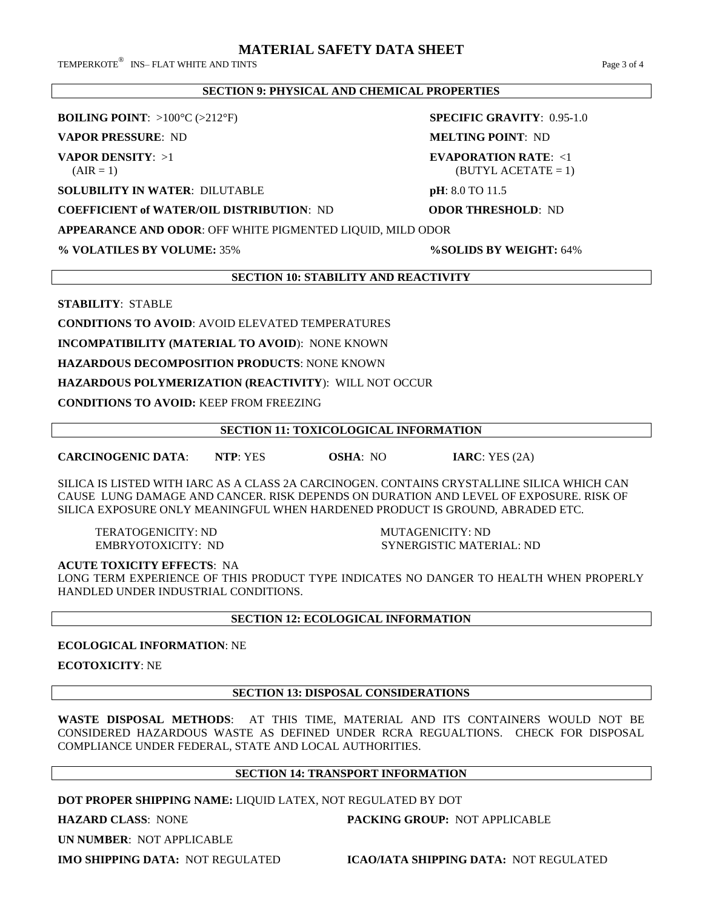## SECTION 9: PHYSICAL AND CHEMICAL PROPERTIES

**BOILING POINT**: >100°C (>212°F)

**SPECIFIC GRAVITY**: 0.95-1.0

**VAPOR PRESSURE**: ND

**MELTING POINT**: ND

**VAPOR DENSITY**: >1 (AIR = 1)

**EVAPORATION RATE**: <1 (BUTYL ACETATE = 1)

**SOLUBILITY IN WATER**: DILUTABLE

**pH**: 8.0 TO 11.5

**COEFFICIENT of WATER/OIL DISTRIBUTION**: ND

**ODOR THRESHOLD**: ND

**APPEARANCE AND ODOR**: OFF WHITE PIGMENTED LIQUID, MILD ODOR

**% VOLATILES BY VOLUME:** 35%

**%SOLIDS BY WEIGHT:** 64%

## SECTION 10: STABILITY AND REACTIVITY

**STABILITY**: STABLE

**CONDITIONS TO AVOID**: AVOID ELEVATED TEMPERATURES

**INCOMPATIBILITY (MATERIAL TO AVOID)**: NONE KNOWN

**HAZARDOUS DECOMPOSITION PRODUCTS**: NONE KNOWN

**HAZARDOUS POLYMERIZATION (REACTIVITY)**: WILL NOT OCCUR

**CONDITIONS TO AVOID:** KEEP FROM FREEZING

## SECTION 11: TOXICOLOGICAL INFORMATION

**CARCINOGENIC DATA**: **NTP**: YES **OSHA**: NO **IARC**: YES (2A)

SILICA IS LISTED WITH IARC AS A CLASS 2A CARCINOGEN. CONTAINS CRYSTALLINE SILICA WHICH CAN CAUSE LUNG DAMAGE AND CANCER. RISK DEPENDS ON DURATION AND LEVEL OF EXPOSURE. RISK OF SILICA EXPOSURE ONLY MEANINGFUL WHEN HARDENED PRODUCT IS GROUND, ABRADED ETC.

TERATOGENICITY: ND

MUTAGENICITY: ND

EMBRYOTOXICITY: ND

SYNERGISTIC MATERIAL: ND

**ACUTE TOXICITY EFFECTS**: NA

LONG TERM EXPERIENCE OF THIS PRODUCT TYPE INDICATES NO DANGER TO HEALTH WHEN PROPERLY HANDLED UNDER INDUSTRIAL CONDITIONS.

## SECTION 12: ECOLOGICAL INFORMATION

**ECOLOGICAL INFORMATION**: NE

**ECOTOXICITY**: NE

## SECTION 13: DISPOSAL CONSIDERATIONS

**WASTE DISPOSAL METHODS**: AT THIS TIME, MATERIAL AND ITS CONTAINERS WOULD NOT BE CONSIDERED HAZARDOUS WASTE AS DEFINED UNDER RCRA REGUALTIONS. CHECK FOR DISPOSAL COMPLIANCE UNDER FEDERAL, STATE AND LOCAL AUTHORITIES.

## SECTION 14: TRANSPORT INFORMATION

**DOT PROPER SHIPPING NAME:** LIQUID LATEX, NOT REGULATED BY DOT

**HAZARD CLASS**: NONE

**PACKING GROUP:** NOT APPLICABLE

**UN NUMBER**: NOT APPLICABLE

**IMO SHIPPING DATA:** NOT REGULATED

**ICAO/IATA SHIPPING DATA:** NOT REGULATED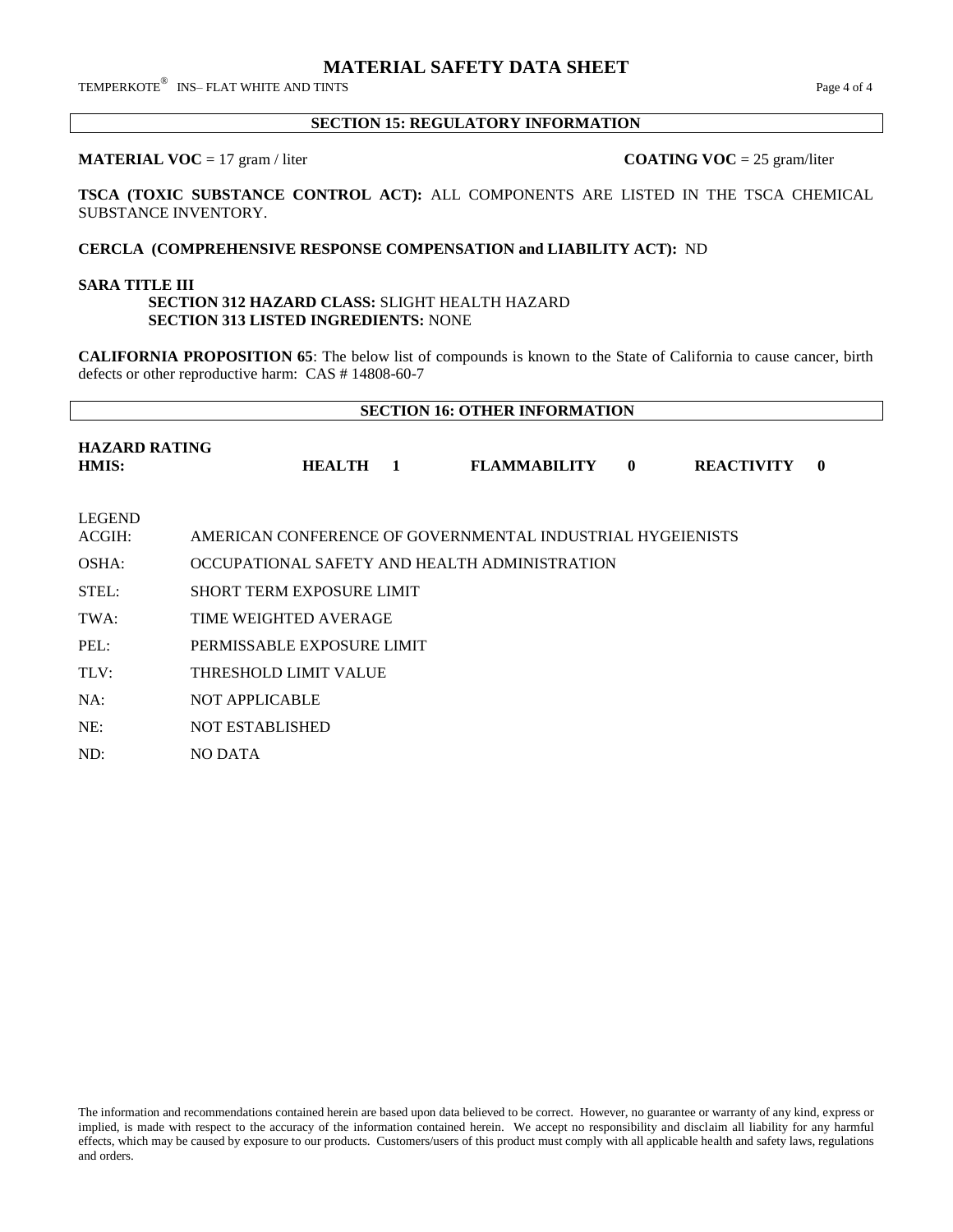## SECTION 15: REGULATORY INFORMATION

**MATERIAL VOC** = 17 gram / liter **COATING VOC** = 25 gram/liter

**TSCA (TOXIC SUBSTANCE CONTROL ACT):** ALL COMPONENTS ARE LISTED IN THE TSCA CHEMICAL SUBSTANCE INVENTORY.

**CERCLA (COMPREHENSIVE RESPONSE COMPENSATION and LIABILITY ACT):** ND

**SARA TITLE III**

**SECTION 312 HAZARD CLASS:** SLIGHT HEALTH HAZARD
**SECTION 313 LISTED INGREDIENTS:** NONE

**CALIFORNIA PROPOSITION 65**: The below list of compounds is known to the State of California to cause cancer, birth defects or other reproductive harm: CAS # 14808-60-7

## SECTION 16: OTHER INFORMATION

| HAZARD RATING | | | |
|---|---|---|---|
| **HMIS:** | **HEALTH 1** | **FLAMMABILITY 0** | **REACTIVITY 0** |

LEGEND

| | |
|---|---|
| ACGIH: | AMERICAN CONFERENCE OF GOVERNMENTAL INDUSTRIAL HYGEIENISTS |
| OSHA: | OCCUPATIONAL SAFETY AND HEALTH ADMINISTRATION |
| STEL: | SHORT TERM EXPOSURE LIMIT |
| TWA: | TIME WEIGHTED AVERAGE |
| PEL: | PERMISSABLE EXPOSURE LIMIT |
| TLV: | THRESHOLD LIMIT VALUE |
| NA: | NOT APPLICABLE |
| NE: | NOT ESTABLISHED |
| ND: | NO DATA |

The information and recommendations contained herein are based upon data believed to be correct. However, no guarantee or warranty of any kind, express or implied, is made with respect to the accuracy of the information contained herein. We accept no responsibility and disclaim all liability for any harmful effects, which may be caused by exposure to our products. Customers/users of this product must comply with all applicable health and safety laws, regulations and orders.